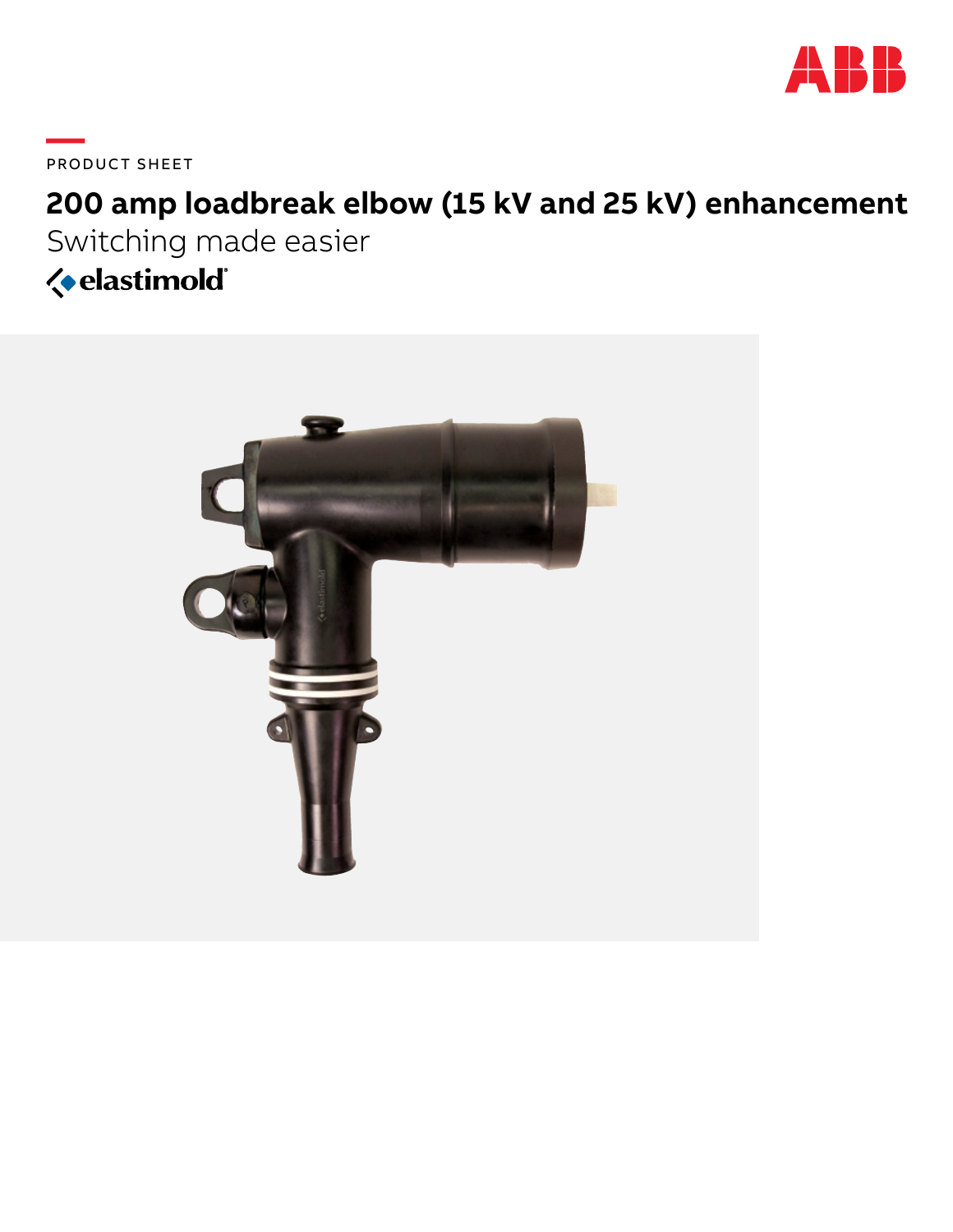PRODUCT SHEET

# 200 amp loadbreak elbow (15 kV and 25 kV) enhancement

## Switching made easier

elastimold®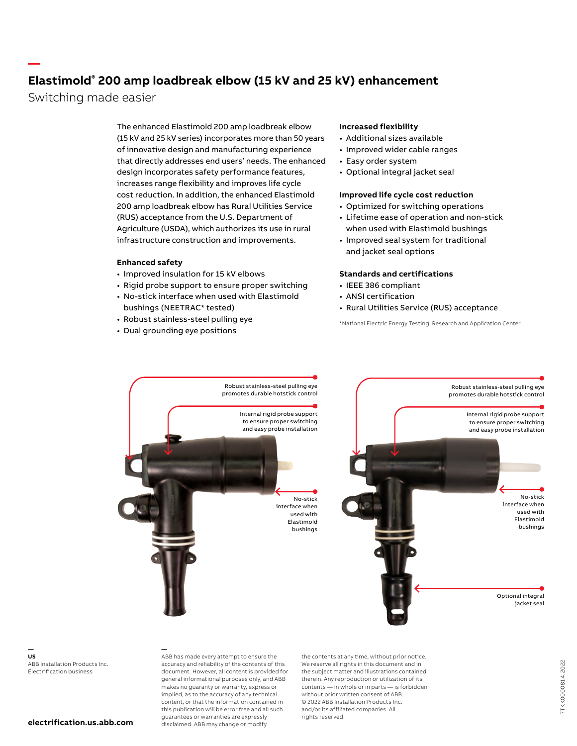# Elastimold® 200 amp loadbreak elbow (15 kV and 25 kV) enhancement

## Switching made easier

The enhanced Elastimold 200 amp loadbreak elbow (15 kV and 25 kV series) incorporates more than 50 years of innovative design and manufacturing experience that directly addresses end users' needs. The enhanced design incorporates safety performance features, increases range flexibility and improves life cycle cost reduction. In addition, the enhanced Elastimold 200 amp loadbreak elbow has Rural Utilities Service (RUS) acceptance from the U.S. Department of Agriculture (USDA), which authorizes its use in rural infrastructure construction and improvements.

### Enhanced safety

- Improved insulation for 15 kV elbows
- Rigid probe support to ensure proper switching
- No-stick interface when used with Elastimold bushings (NEETRAC* tested)
- Robust stainless-steel pulling eye
- Dual grounding eye positions

### Increased flexibility

- Additional sizes available
- Improved wider cable ranges
- Easy order system
- Optional integral jacket seal

### Improved life cycle cost reduction

- Optimized for switching operations
- Lifetime ease of operation and non-stick when used with Elastimold bushings
- Improved seal system for traditional and jacket seal options

### Standards and certifications

- IEEE 386 compliant
- ANSI certification
- Rural Utilities Service (RUS) acceptance

*National Electric Energy Testing, Research and Application Center.

Robust stainless-steel pulling eye promotes durable hotstick control

Internal rigid probe support to ensure proper switching and easy probe installation

No-stick interface when used with Elastimold bushings

Robust stainless-steel pulling eye promotes durable hotstick control

Internal rigid probe support to ensure proper switching and easy probe installation

No-stick interface when used with Elastimold bushings

Optional integral jacket seal

—

**US**
ABB Installation Products Inc.
Electrification business

**electrification.us.abb.com**

—

ABB has made every attempt to ensure the accuracy and reliability of the contents of this document. However, all content is provided for general informational purposes only, and ABB makes no guaranty or warranty, express or implied, as to the accuracy of any technical content, or that the information contained in this publication will be error free and all such guarantees or warranties are expressly disclaimed. ABB may change or modify the contents at any time, without prior notice. We reserve all rights in this document and in the subject matter and illustrations contained therein. Any reproduction or utilization of its contents — in whole or in parts — is forbidden without prior written consent of ABB.
© 2022 ABB Installation Products Inc. and/or its affiliated companies. All rights reserved.

7TKK000814.2022